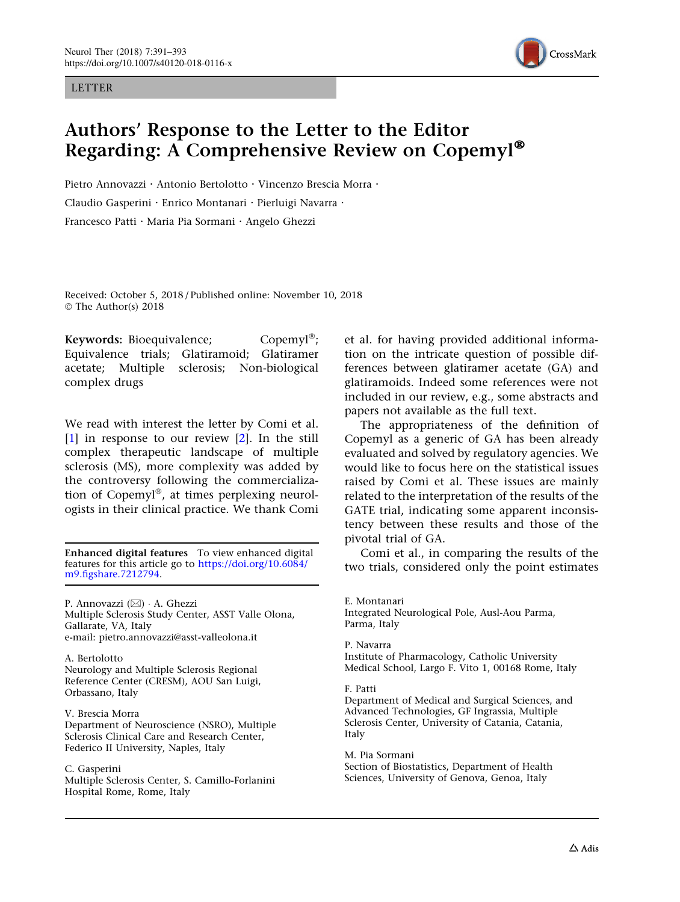LETTER

# Authors' Response to the Letter to the Editor Regarding: A Comprehensive Review on Copemyl®

Pietro Annovazzi · Antonio Bertolotto · Vincenzo Brescia Morra · Claudio Gasperini · Enrico Montanari · Pierluigi Navarra · Francesco Patti · Maria Pia Sormani · Angelo Ghezzi

Received: October 5, 2018 / Published online: November 10, 2018
© The Author(s) 2018

**Keywords:** Bioequivalence; Copemyl®; Equivalence trials; Glatiramoid; Glatiramer acetate; Multiple sclerosis; Non-biological complex drugs

We read with interest the letter by Comi et al. [1] in response to our review [2]. In the still complex therapeutic landscape of multiple sclerosis (MS), more complexity was added by the controversy following the commercialization of Copemyl®, at times perplexing neurologists in their clinical practice. We thank Comi et al. for having provided additional information on the intricate question of possible differences between glatiramer acetate (GA) and glatiramoids. Indeed some references were not included in our review, e.g., some abstracts and papers not available as the full text.

The appropriateness of the definition of Copemyl as a generic of GA has been already evaluated and solved by regulatory agencies. We would like to focus here on the statistical issues raised by Comi et al. These issues are mainly related to the interpretation of the results of the GATE trial, indicating some apparent inconsistency between these results and those of the pivotal trial of GA.

Comi et al., in comparing the results of the two trials, considered only the point estimates

**Enhanced digital features** To view enhanced digital features for this article go to https://doi.org/10.6084/m9.figshare.7212794.

P. Annovazzi (✉) · A. Ghezzi
Multiple Sclerosis Study Center, ASST Valle Olona, Gallarate, VA, Italy
e-mail: pietro.annovazzi@asst-valleolona.it

A. Bertolotto
Neurology and Multiple Sclerosis Regional Reference Center (CRESM), AOU San Luigi, Orbassano, Italy

V. Brescia Morra
Department of Neuroscience (NSRO), Multiple Sclerosis Clinical Care and Research Center, Federico II University, Naples, Italy

C. Gasperini
Multiple Sclerosis Center, S. Camillo-Forlanini Hospital Rome, Rome, Italy

E. Montanari
Integrated Neurological Pole, Ausl-Aou Parma, Parma, Italy

P. Navarra
Institute of Pharmacology, Catholic University Medical School, Largo F. Vito 1, 00168 Rome, Italy

F. Patti
Department of Medical and Surgical Sciences, and Advanced Technologies, GF Ingrassia, Multiple Sclerosis Center, University of Catania, Catania, Italy

M. Pia Sormani
Section of Biostatistics, Department of Health Sciences, University of Genova, Genoa, Italy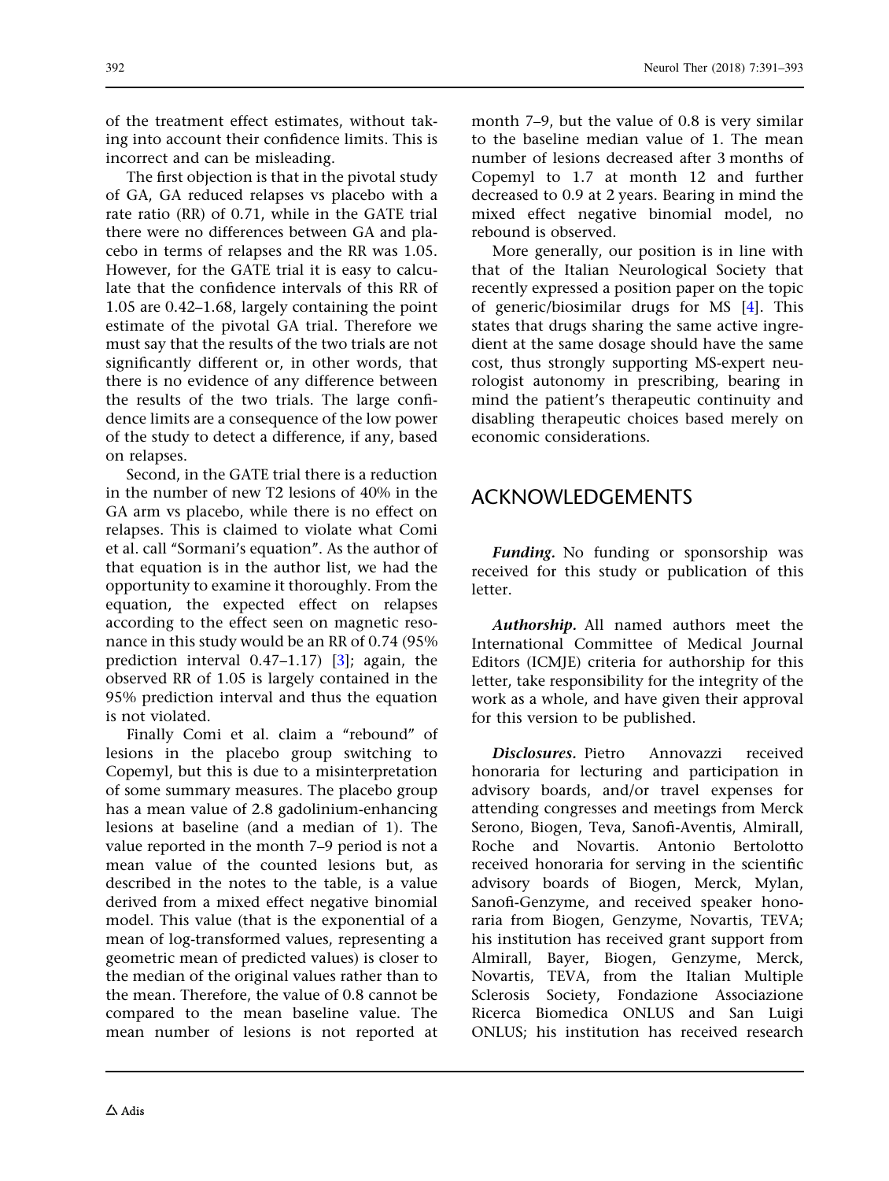of the treatment effect estimates, without taking into account their confidence limits. This is incorrect and can be misleading.

The first objection is that in the pivotal study of GA, GA reduced relapses vs placebo with a rate ratio (RR) of 0.71, while in the GATE trial there were no differences between GA and placebo in terms of relapses and the RR was 1.05. However, for the GATE trial it is easy to calculate that the confidence intervals of this RR of 1.05 are 0.42–1.68, largely containing the point estimate of the pivotal GA trial. Therefore we must say that the results of the two trials are not significantly different or, in other words, that there is no evidence of any difference between the results of the two trials. The large confidence limits are a consequence of the low power of the study to detect a difference, if any, based on relapses.

Second, in the GATE trial there is a reduction in the number of new T2 lesions of 40% in the GA arm vs placebo, while there is no effect on relapses. This is claimed to violate what Comi et al. call "Sormani's equation". As the author of that equation is in the author list, we had the opportunity to examine it thoroughly. From the equation, the expected effect on relapses according to the effect seen on magnetic resonance in this study would be an RR of 0.74 (95% prediction interval 0.47–1.17) [3]; again, the observed RR of 1.05 is largely contained in the 95% prediction interval and thus the equation is not violated.

Finally Comi et al. claim a "rebound" of lesions in the placebo group switching to Copemyl, but this is due to a misinterpretation of some summary measures. The placebo group has a mean value of 2.8 gadolinium-enhancing lesions at baseline (and a median of 1). The value reported in the month 7–9 period is not a mean value of the counted lesions but, as described in the notes to the table, is a value derived from a mixed effect negative binomial model. This value (that is the exponential of a mean of log-transformed values, representing a geometric mean of predicted values) is closer to the median of the original values rather than to the mean. Therefore, the value of 0.8 cannot be compared to the mean baseline value. The mean number of lesions is not reported at month 7–9, but the value of 0.8 is very similar to the baseline median value of 1. The mean number of lesions decreased after 3 months of Copemyl to 1.7 at month 12 and further decreased to 0.9 at 2 years. Bearing in mind the mixed effect negative binomial model, no rebound is observed.

More generally, our position is in line with that of the Italian Neurological Society that recently expressed a position paper on the topic of generic/biosimilar drugs for MS [4]. This states that drugs sharing the same active ingredient at the same dosage should have the same cost, thus strongly supporting MS-expert neurologist autonomy in prescribing, bearing in mind the patient's therapeutic continuity and disabling therapeutic choices based merely on economic considerations.

## ACKNOWLEDGEMENTS

***Funding.*** No funding or sponsorship was received for this study or publication of this letter.

***Authorship.*** All named authors meet the International Committee of Medical Journal Editors (ICMJE) criteria for authorship for this letter, take responsibility for the integrity of the work as a whole, and have given their approval for this version to be published.

***Disclosures.*** Pietro Annovazzi received honoraria for lecturing and participation in advisory boards, and/or travel expenses for attending congresses and meetings from Merck Serono, Biogen, Teva, Sanofi-Aventis, Almirall, Roche and Novartis. Antonio Bertolotto received honoraria for serving in the scientific advisory boards of Biogen, Merck, Mylan, Sanofi-Genzyme, and received speaker honoraria from Biogen, Genzyme, Novartis, TEVA; his institution has received grant support from Almirall, Bayer, Biogen, Genzyme, Merck, Novartis, TEVA, from the Italian Multiple Sclerosis Society, Fondazione Associazione Ricerca Biomedica ONLUS and San Luigi ONLUS; his institution has received research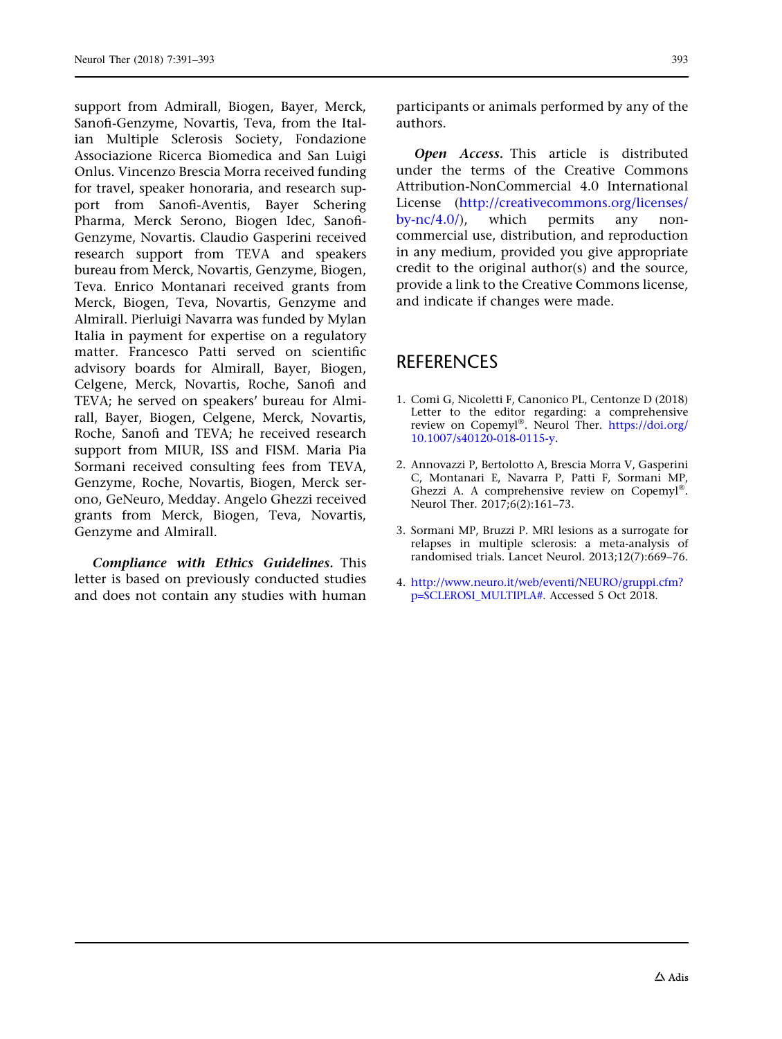support from Admirall, Biogen, Bayer, Merck, Sanofi-Genzyme, Novartis, Teva, from the Italian Multiple Sclerosis Society, Fondazione Associazione Ricerca Biomedica and San Luigi Onlus. Vincenzo Brescia Morra received funding for travel, speaker honoraria, and research support from Sanofi-Aventis, Bayer Schering Pharma, Merck Serono, Biogen Idec, Sanofi-Genzyme, Novartis. Claudio Gasperini received research support from TEVA and speakers bureau from Merck, Novartis, Genzyme, Biogen, Teva. Enrico Montanari received grants from Merck, Biogen, Teva, Novartis, Genzyme and Almirall. Pierluigi Navarra was funded by Mylan Italia in payment for expertise on a regulatory matter. Francesco Patti served on scientific advisory boards for Almirall, Bayer, Biogen, Celgene, Merck, Novartis, Roche, Sanofi and TEVA; he served on speakers' bureau for Almirall, Bayer, Biogen, Celgene, Merck, Novartis, Roche, Sanofi and TEVA; he received research support from MIUR, ISS and FISM. Maria Pia Sormani received consulting fees from TEVA, Genzyme, Roche, Novartis, Biogen, Merck serono, GeNeuro, Medday. Angelo Ghezzi received grants from Merck, Biogen, Teva, Novartis, Genzyme and Almirall.

***Compliance with Ethics Guidelines.*** This letter is based on previously conducted studies and does not contain any studies with human participants or animals performed by any of the authors.

***Open Access.*** This article is distributed under the terms of the Creative Commons Attribution-NonCommercial 4.0 International License (http://creativecommons.org/licenses/by-nc/4.0/), which permits any non-commercial use, distribution, and reproduction in any medium, provided you give appropriate credit to the original author(s) and the source, provide a link to the Creative Commons license, and indicate if changes were made.

## REFERENCES

1. Comi G, Nicoletti F, Canonico PL, Centonze D (2018) Letter to the editor regarding: a comprehensive review on Copemyl®. Neurol Ther. https://doi.org/10.1007/s40120-018-0115-y.

2. Annovazzi P, Bertolotto A, Brescia Morra V, Gasperini C, Montanari E, Navarra P, Patti F, Sormani MP, Ghezzi A. A comprehensive review on Copemyl®. Neurol Ther. 2017;6(2):161–73.

3. Sormani MP, Bruzzi P. MRI lesions as a surrogate for relapses in multiple sclerosis: a meta-analysis of randomised trials. Lancet Neurol. 2013;12(7):669–76.

4. http://www.neuro.it/web/eventi/NEURO/gruppi.cfm?p=SCLEROSI_MULTIPLA#. Accessed 5 Oct 2018.